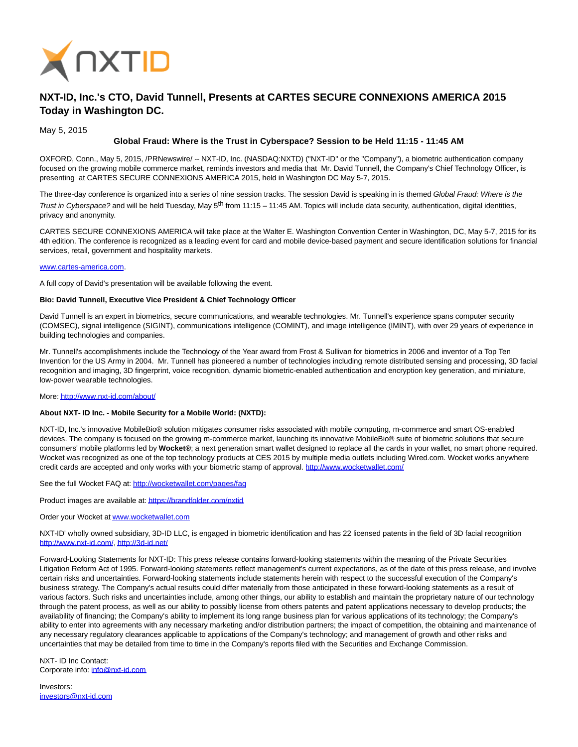# NXT-ID, Inc.'s CTO, David Tunnell, Presents at CARTES SECURE CONNEXIONS AMERICA 2015 Today in Washington DC.

May 5, 2015

**Global Fraud: Where is the Trust in Cyberspace? Session to be Held 11:15 - 11:45 AM**

OXFORD, Conn., May 5, 2015, /PRNewswire/ -- NXT-ID, Inc. (NASDAQ:NXTD) ("NXT-ID" or the "Company"), a biometric authentication company focused on the growing mobile commerce market, reminds investors and media that Mr. David Tunnell, the Company's Chief Technology Officer, is presenting at CARTES SECURE CONNEXIONS AMERICA 2015, held in Washington DC May 5-7, 2015.

The three-day conference is organized into a series of nine session tracks. The session David is speaking in is themed *Global Fraud: Where is the Trust in Cyberspace?* and will be held Tuesday, May 5th from 11:15 – 11:45 AM. Topics will include data security, authentication, digital identities, privacy and anonymity.

CARTES SECURE CONNEXIONS AMERICA will take place at the Walter E. Washington Convention Center in Washington, DC, May 5-7, 2015 for its 4th edition. The conference is recognized as a leading event for card and mobile device-based payment and secure identification solutions for financial services, retail, government and hospitality markets.

www.cartes-america.com.

A full copy of David's presentation will be available following the event.

**Bio: David Tunnell, Executive Vice President & Chief Technology Officer**

David Tunnell is an expert in biometrics, secure communications, and wearable technologies. Mr. Tunnell's experience spans computer security (COMSEC), signal intelligence (SIGINT), communications intelligence (COMINT), and image intelligence (IMINT), with over 29 years of experience in building technologies and companies.

Mr. Tunnell's accomplishments include the Technology of the Year award from Frost & Sullivan for biometrics in 2006 and inventor of a Top Ten Invention for the US Army in 2004. Mr. Tunnell has pioneered a number of technologies including remote distributed sensing and processing, 3D facial recognition and imaging, 3D fingerprint, voice recognition, dynamic biometric-enabled authentication and encryption key generation, and miniature, low-power wearable technologies.

More: http://www.nxt-id.com/about/

**About NXT- ID Inc. - Mobile Security for a Mobile World: (NXTD):**

NXT-ID, Inc.'s innovative MobileBio® solution mitigates consumer risks associated with mobile computing, m-commerce and smart OS-enabled devices. The company is focused on the growing m-commerce market, launching its innovative MobileBio® suite of biometric solutions that secure consumers' mobile platforms led by **Wocket®**; a next generation smart wallet designed to replace all the cards in your wallet, no smart phone required. Wocket was recognized as one of the top technology products at CES 2015 by multiple media outlets including Wired.com. Wocket works anywhere credit cards are accepted and only works with your biometric stamp of approval. http://www.wocketwallet.com/

See the full Wocket FAQ at: http://wocketwallet.com/pages/faq

Product images are available at: https://brandfolder.com/nxtid

Order your Wocket at www.wocketwallet.com

NXT-ID' wholly owned subsidiary, 3D-ID LLC, is engaged in biometric identification and has 22 licensed patents in the field of 3D facial recognition http://www.nxt-id.com/, http://3d-id.net/

Forward-Looking Statements for NXT-ID: This press release contains forward-looking statements within the meaning of the Private Securities Litigation Reform Act of 1995. Forward-looking statements reflect management's current expectations, as of the date of this press release, and involve certain risks and uncertainties. Forward-looking statements include statements herein with respect to the successful execution of the Company's business strategy. The Company's actual results could differ materially from those anticipated in these forward-looking statements as a result of various factors. Such risks and uncertainties include, among other things, our ability to establish and maintain the proprietary nature of our technology through the patent process, as well as our ability to possibly license from others patents and patent applications necessary to develop products; the availability of financing; the Company's ability to implement its long range business plan for various applications of its technology; the Company's ability to enter into agreements with any necessary marketing and/or distribution partners; the impact of competition, the obtaining and maintenance of any necessary regulatory clearances applicable to applications of the Company's technology; and management of growth and other risks and uncertainties that may be detailed from time to time in the Company's reports filed with the Securities and Exchange Commission.

NXT- ID Inc Contact:
Corporate info: info@nxt-id.com

Investors:
investors@nxt-id.com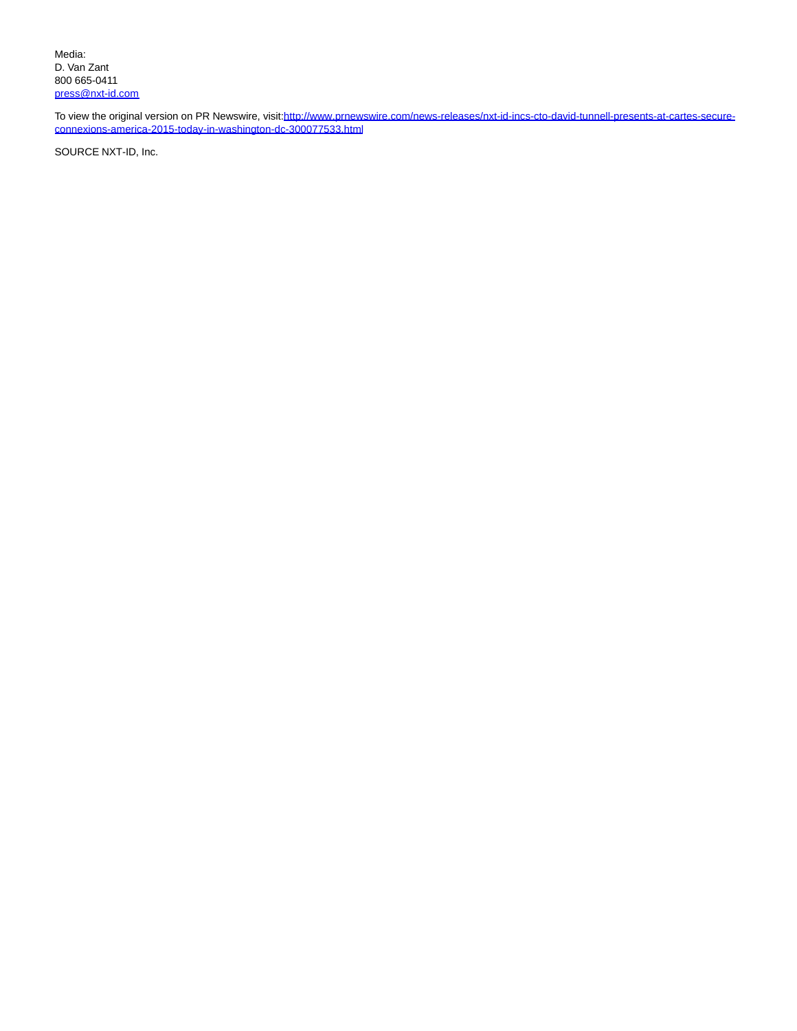Media:
D. Van Zant
800 665-0411
press@nxt-id.com

To view the original version on PR Newswire, visit:http://www.prnewswire.com/news-releases/nxt-id-incs-cto-david-tunnell-presents-at-cartes-secure-connexions-america-2015-today-in-washington-dc-300077533.html

SOURCE NXT-ID, Inc.